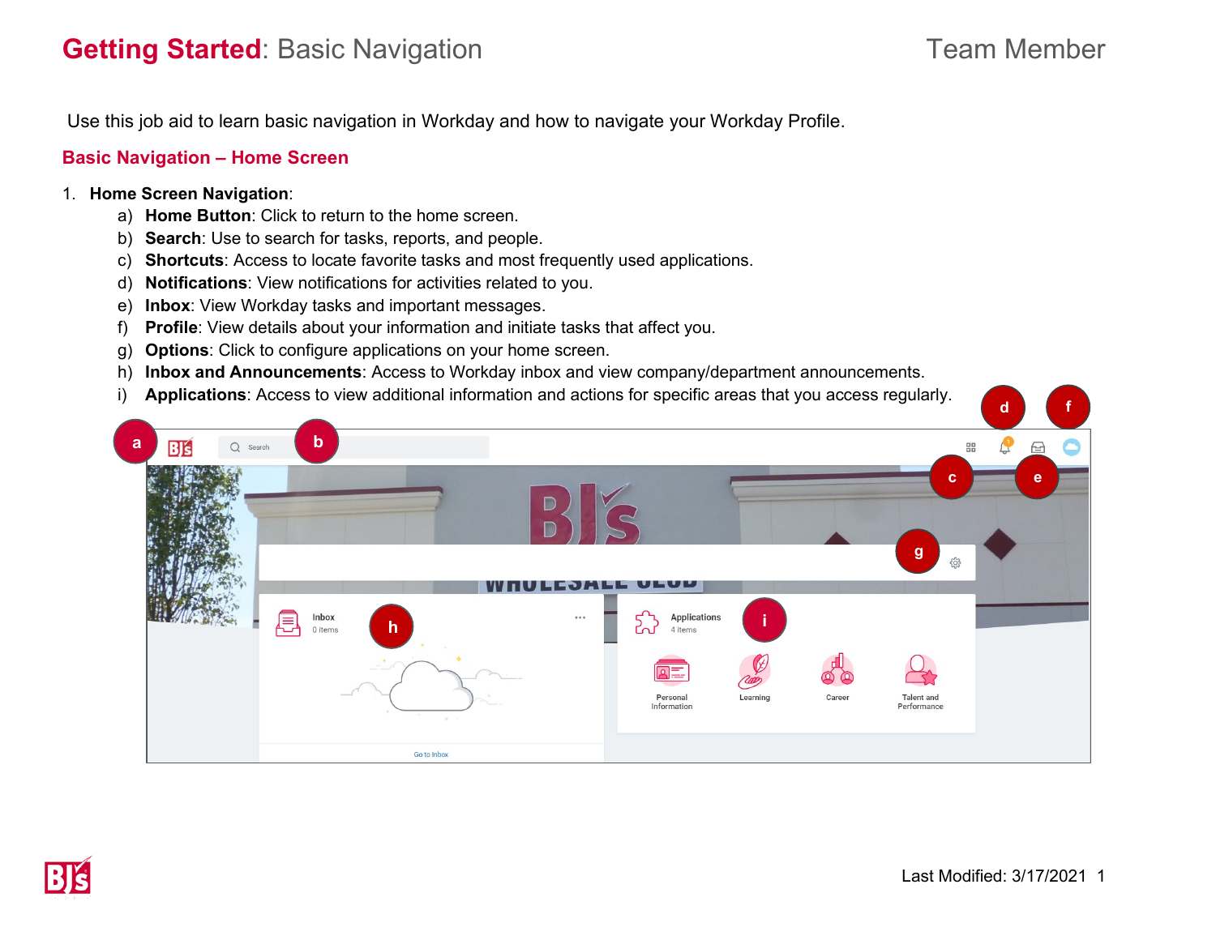# **Getting Started**: Basic Navigation

Team Member

Use this job aid to learn basic navigation in Workday and how to navigate your Workday Profile.

## Basic Navigation – Home Screen

1. **Home Screen Navigation**:
   a) **Home Button**: Click to return to the home screen.
   b) **Search**: Use to search for tasks, reports, and people.
   c) **Shortcuts**: Access to locate favorite tasks and most frequently used applications.
   d) **Notifications**: View notifications for activities related to you.
   e) **Inbox**: View Workday tasks and important messages.
   f) **Profile**: View details about your information and initiate tasks that affect you.
   g) **Options**: Click to configure applications on your home screen.
   h) **Inbox and Announcements**: Access to Workday inbox and view company/department announcements.
   i) **Applications**: Access to view additional information and actions for specific areas that you access regularly.

Last Modified: 3/17/2021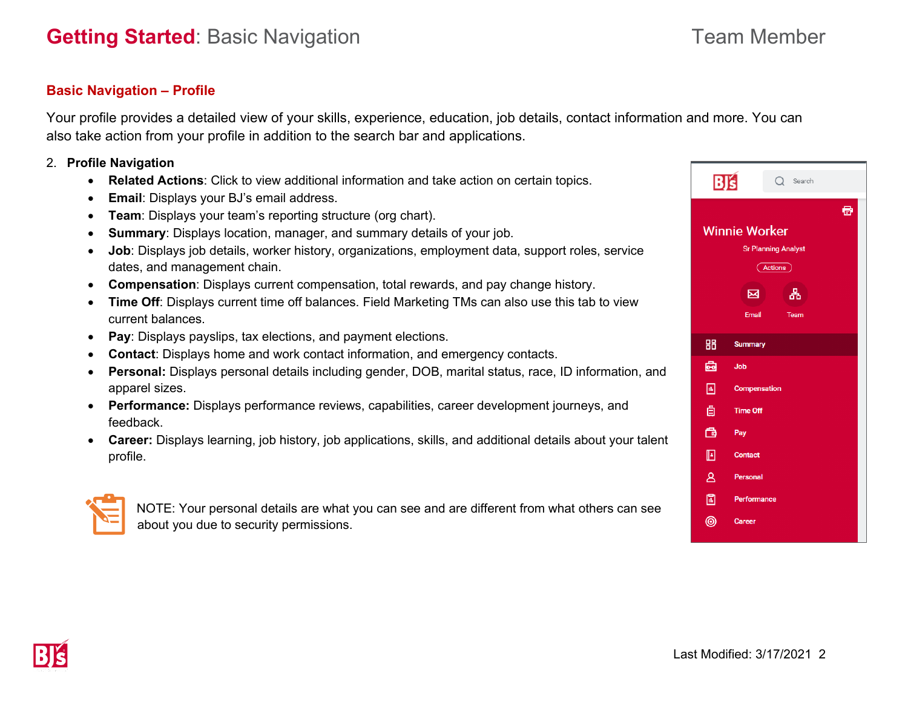# **Getting Started**: Basic Navigation

Team Member

## Basic Navigation – Profile

Your profile provides a detailed view of your skills, experience, education, job details, contact information and more. You can also take action from your profile in addition to the search bar and applications.

2. **Profile Navigation**
   - **Related Actions**: Click to view additional information and take action on certain topics.
   - **Email**: Displays your BJ's email address.
   - **Team**: Displays your team's reporting structure (org chart).
   - **Summary**: Displays location, manager, and summary details of your job.
   - **Job**: Displays job details, worker history, organizations, employment data, support roles, service dates, and management chain.
   - **Compensation**: Displays current compensation, total rewards, and pay change history.
   - **Time Off**: Displays current time off balances. Field Marketing TMs can also use this tab to view current balances.
   - **Pay**: Displays payslips, tax elections, and payment elections.
   - **Contact**: Displays home and work contact information, and emergency contacts.
   - **Personal:** Displays personal details including gender, DOB, marital status, race, ID information, and apparel sizes.
   - **Performance:** Displays performance reviews, capabilities, career development journeys, and feedback.
   - **Career:** Displays learning, job history, job applications, skills, and additional details about your talent profile.

NOTE: Your personal details are what you can see and are different from what others can see about you due to security permissions.

Last Modified: 3/17/2021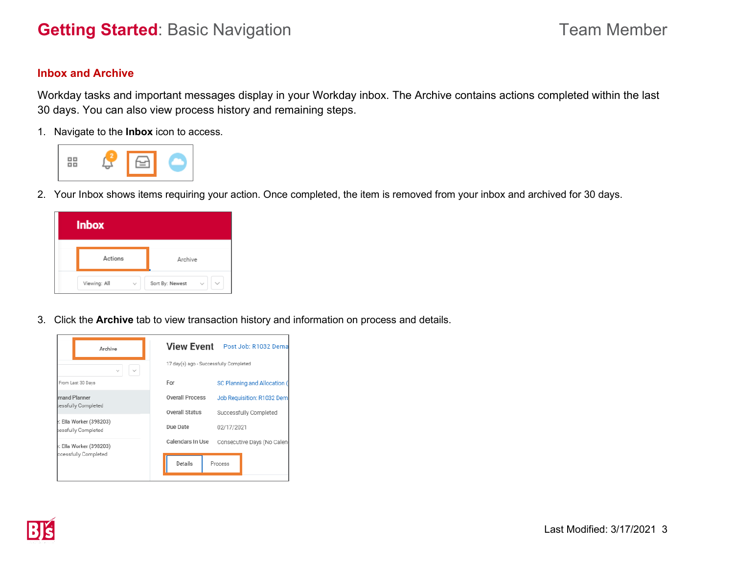## Inbox and Archive

Workday tasks and important messages display in your Workday inbox. The Archive contains actions completed within the last 30 days. You can also view process history and remaining steps.

1. Navigate to the **Inbox** icon to access.

2. Your Inbox shows items requiring your action. Once completed, the item is removed from your inbox and archived for 30 days.

3. Click the **Archive** tab to view transaction history and information on process and details.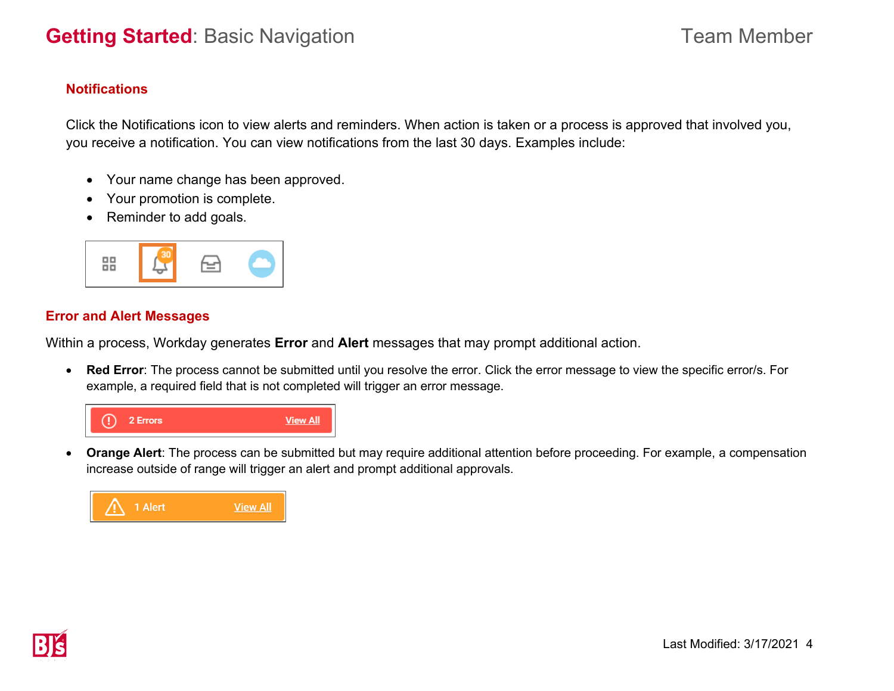## Notifications

Click the Notifications icon to view alerts and reminders. When action is taken or a process is approved that involved you, you receive a notification. You can view notifications from the last 30 days. Examples include:

- Your name change has been approved.
- Your promotion is complete.
- Reminder to add goals.

## Error and Alert Messages

Within a process, Workday generates **Error** and **Alert** messages that may prompt additional action.

- **Red Error**: The process cannot be submitted until you resolve the error. Click the error message to view the specific error/s. For example, a required field that is not completed will trigger an error message.

- **Orange Alert**: The process can be submitted but may require additional attention before proceeding. For example, a compensation increase outside of range will trigger an alert and prompt additional approvals.